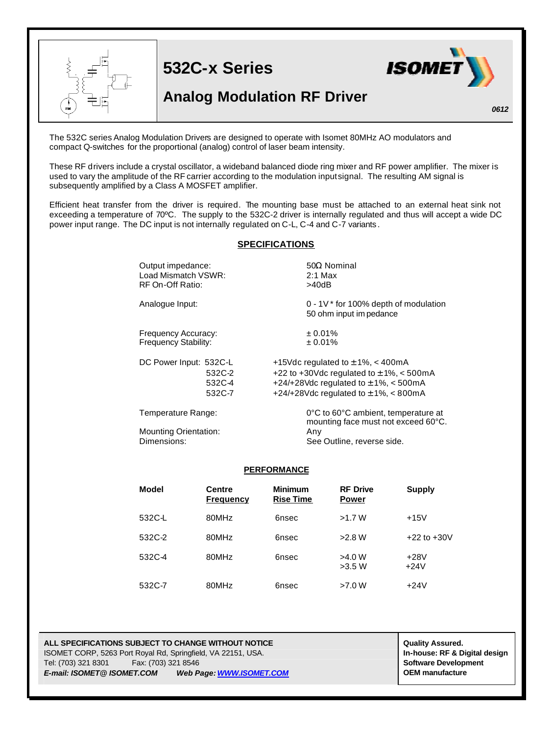# 532C-x Series

## Analog Modulation RF Driver

*0612*

The 532C series Analog Modulation Drivers are designed to operate with Isomet 80MHz AO modulators and compact Q-switches for the proportional (analog) control of laser beam intensity.

These RF drivers include a crystal oscillator, a wideband balanced diode ring mixer and RF power amplifier. The mixer is used to vary the amplitude of the RF carrier according to the modulation input signal. The resulting AM signal is subsequently amplified by a Class A MOSFET amplifier.

Efficient heat transfer from the driver is required. The mounting base must be attached to an external heat sink not exceeding a temperature of 70ºC. The supply to the 532C-2 driver is internally regulated and thus will accept a wide DC power input range. The DC input is not internally regulated on C-L, C-4 and C-7 variants.

## SPECIFICATIONS

| | |
|---|---|
| Output impedance: | 50Ω Nominal |
| Load Mismatch VSWR: | 2:1 Max |
| RF On-Off Ratio: | >40dB |
| Analogue Input: | 0 - 1V * for 100% depth of modulation<br>50 ohm input impedance |
| Frequency Accuracy: | ± 0.01% |
| Frequency Stability: | ± 0.01% |
| DC Power Input: 532C-L | +15Vdc regulated to ±1%, < 400mA |
| 532C-2 | +22 to +30Vdc regulated to ±1%, < 500mA |
| 532C-4 | +24/+28Vdc regulated to ±1%, < 500mA |
| 532C-7 | +24/+28Vdc regulated to ±1%, < 800mA |
| Temperature Range: | 0°C to 60°C ambient, temperature at mounting face must not exceed 60°C. |
| Mounting Orientation: | Any |
| Dimensions: | See Outline, reverse side. |

## PERFORMANCE

| Model | Centre Frequency | Minimum Rise Time | RF Drive Power | Supply |
|---|---|---|---|---|
| 532C-L | 80MHz | 6nsec | >1.7 W | +15V |
| 532C-2 | 80MHz | 6nsec | >2.8 W | +22 to +30V |
| 532C-4 | 80MHz | 6nsec | >4.0 W<br>>3.5 W | +28V<br>+24V |
| 532C-7 | 80MHz | 6nsec | >7.0 W | +24V |

**ALL SPECIFICATIONS SUBJECT TO CHANGE WITHOUT NOTICE**
ISOMET CORP, 5263 Port Royal Rd, Springfield, VA 22151, USA.
Tel: (703) 321 8301 Fax: (703) 321 8546
***E-mail: ISOMET@ ISOMET.COM Web Page: WWW.ISOMET.COM***

**Quality Assured.**
**In-house: RF & Digital design**
**Software Development**
**OEM manufacture**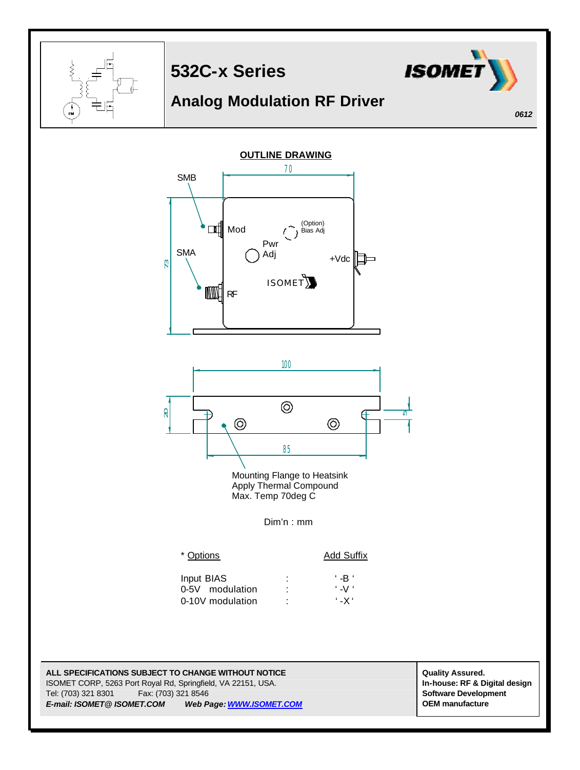# 532C-x Series

## Analog Modulation RF Driver

*0612*

**OUTLINE DRAWING**

70

SMB

Mod

(Option)
Bias Adj

Pwr
Adj

SMA

+Vdc

73

ISOMET

RF

100

20

5

85

Mounting Flange to Heatsink
Apply Thermal Compound
Max. Temp 70deg C

Dim'n : mm

| * Options | | Add Suffix |
|---|---|---|
| Input BIAS | : | ' -B ' |
| 0-5V modulation | : | ' -V ' |
| 0-10V modulation | : | ' -X ' |

**ALL SPECIFICATIONS SUBJECT TO CHANGE WITHOUT NOTICE**
ISOMET CORP, 5263 Port Royal Rd, Springfield, VA 22151, USA.
Tel: (703) 321 8301 Fax: (703) 321 8546
***E-mail: ISOMET@ ISOMET.COM*** ***Web Page: WWW.ISOMET.COM***

**Quality Assured.**
**In-house: RF & Digital design**
**Software Development**
**OEM manufacture**